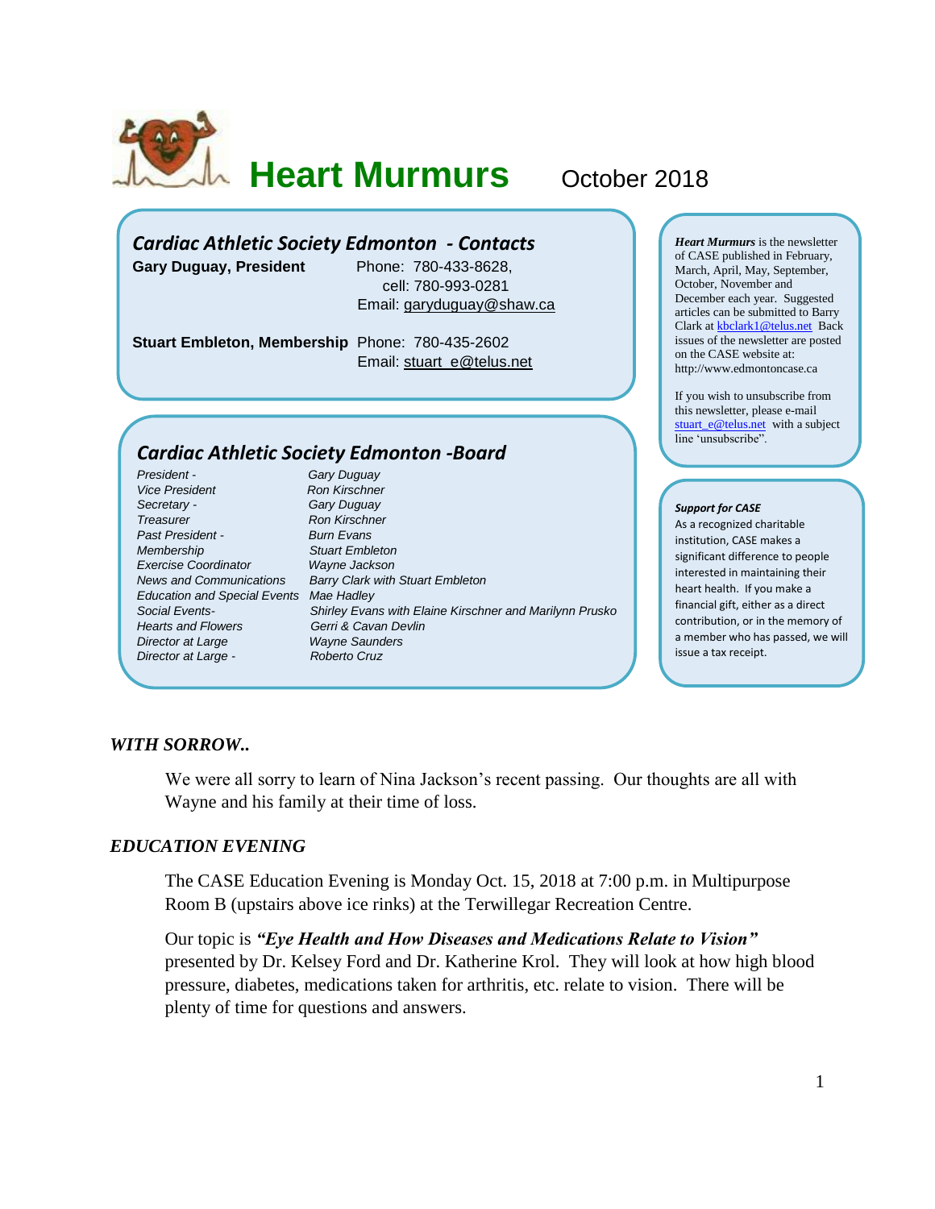# Heart Murmurs

October 2018

## Cardiac Athletic Society Edmonton - Contacts

**Gary Duguay, President** Phone: 780-433-8628,
cell: 780-993-0281
Email: garyduguay@shaw.ca

**Stuart Embleton, Membership** Phone: 780-435-2602
Email: stuart_e@telus.net

## Cardiac Athletic Society Edmonton -Board

| | |
|---|---|
| *President -* | *Gary Duguay* |
| *Vice President* | *Ron Kirschner* |
| *Secretary -* | *Gary Duguay* |
| *Treasurer* | *Ron Kirschner* |
| *Past President -* | *Burn Evans* |
| *Membership* | *Stuart Embleton* |
| *Exercise Coordinator* | *Wayne Jackson* |
| *News and Communications* | *Barry Clark with Stuart Embleton* |
| *Education and Special Events* | *Mae Hadley* |
| *Social Events-* | *Shirley Evans with Elaine Kirschner and Marilynn Prusko* |
| *Hearts and Flowers* | *Gerri & Cavan Devlin* |
| *Director at Large* | *Wayne Saunders* |
| *Director at Large -* | *Roberto Cruz* |

***Heart Murmurs*** is the newsletter of CASE published in February, March, April, May, September, October, November and December each year. Suggested articles can be submitted to Barry Clark at kbclark1@telus.net Back issues of the newsletter are posted on the CASE website at: http://www.edmontoncase.ca

If you wish to unsubscribe from this newsletter, please e-mail stuart_e@telus.net with a subject line 'unsubscribe".

***Support for CASE***

As a recognized charitable institution, CASE makes a significant difference to people interested in maintaining their heart health. If you make a financial gift, either as a direct contribution, or in the memory of a member who has passed, we will issue a tax receipt.

### *WITH SORROW..*

We were all sorry to learn of Nina Jackson's recent passing. Our thoughts are all with Wayne and his family at their time of loss.

### *EDUCATION EVENING*

The CASE Education Evening is Monday Oct. 15, 2018 at 7:00 p.m. in Multipurpose Room B (upstairs above ice rinks) at the Terwillegar Recreation Centre.

Our topic is ***"Eye Health and How Diseases and Medications Relate to Vision"*** presented by Dr. Kelsey Ford and Dr. Katherine Krol. They will look at how high blood pressure, diabetes, medications taken for arthritis, etc. relate to vision. There will be plenty of time for questions and answers.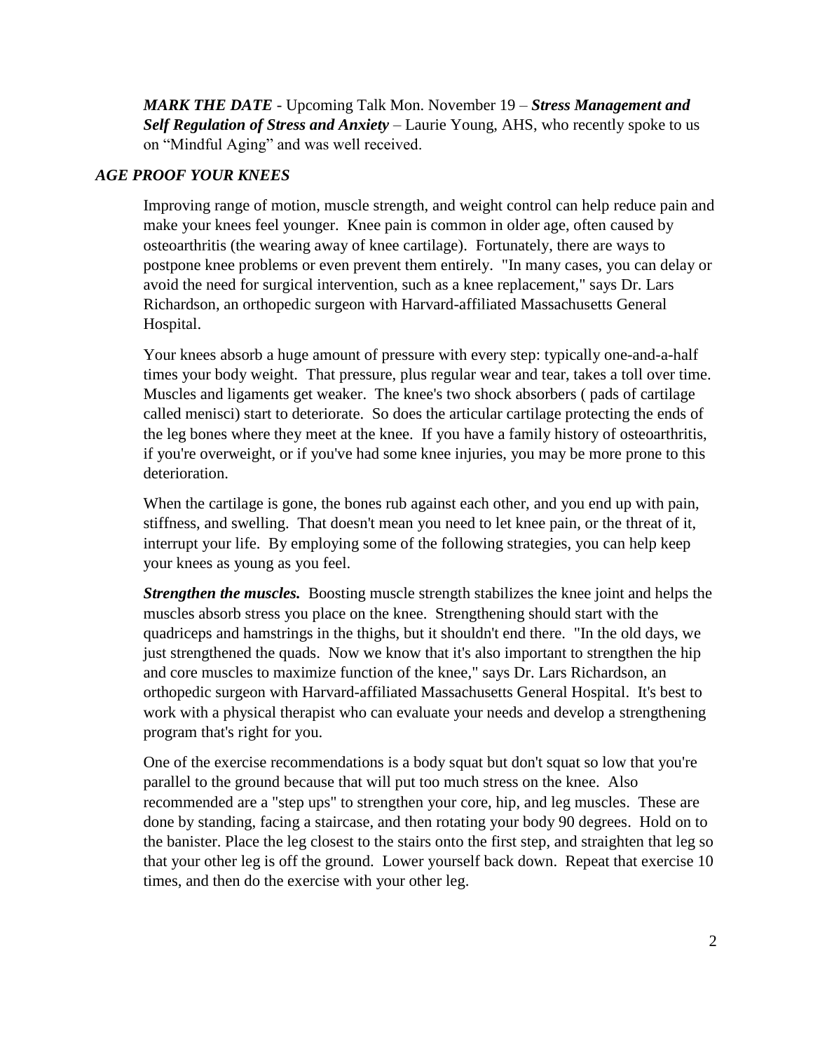***MARK THE DATE*** - Upcoming Talk Mon. November 19 – ***Stress Management and Self Regulation of Stress and Anxiety*** – Laurie Young, AHS, who recently spoke to us on "Mindful Aging" and was well received.

## *AGE PROOF YOUR KNEES*

Improving range of motion, muscle strength, and weight control can help reduce pain and make your knees feel younger. Knee pain is common in older age, often caused by osteoarthritis (the wearing away of knee cartilage). Fortunately, there are ways to postpone knee problems or even prevent them entirely. "In many cases, you can delay or avoid the need for surgical intervention, such as a knee replacement," says Dr. Lars Richardson, an orthopedic surgeon with Harvard-affiliated Massachusetts General Hospital.

Your knees absorb a huge amount of pressure with every step: typically one-and-a-half times your body weight. That pressure, plus regular wear and tear, takes a toll over time. Muscles and ligaments get weaker. The knee's two shock absorbers ( pads of cartilage called menisci) start to deteriorate. So does the articular cartilage protecting the ends of the leg bones where they meet at the knee. If you have a family history of osteoarthritis, if you're overweight, or if you've had some knee injuries, you may be more prone to this deterioration.

When the cartilage is gone, the bones rub against each other, and you end up with pain, stiffness, and swelling. That doesn't mean you need to let knee pain, or the threat of it, interrupt your life. By employing some of the following strategies, you can help keep your knees as young as you feel.

***Strengthen the muscles.*** Boosting muscle strength stabilizes the knee joint and helps the muscles absorb stress you place on the knee. Strengthening should start with the quadriceps and hamstrings in the thighs, but it shouldn't end there. "In the old days, we just strengthened the quads. Now we know that it's also important to strengthen the hip and core muscles to maximize function of the knee," says Dr. Lars Richardson, an orthopedic surgeon with Harvard-affiliated Massachusetts General Hospital. It's best to work with a physical therapist who can evaluate your needs and develop a strengthening program that's right for you.

One of the exercise recommendations is a body squat but don't squat so low that you're parallel to the ground because that will put too much stress on the knee. Also recommended are a "step ups" to strengthen your core, hip, and leg muscles. These are done by standing, facing a staircase, and then rotating your body 90 degrees. Hold on to the banister. Place the leg closest to the stairs onto the first step, and straighten that leg so that your other leg is off the ground. Lower yourself back down. Repeat that exercise 10 times, and then do the exercise with your other leg.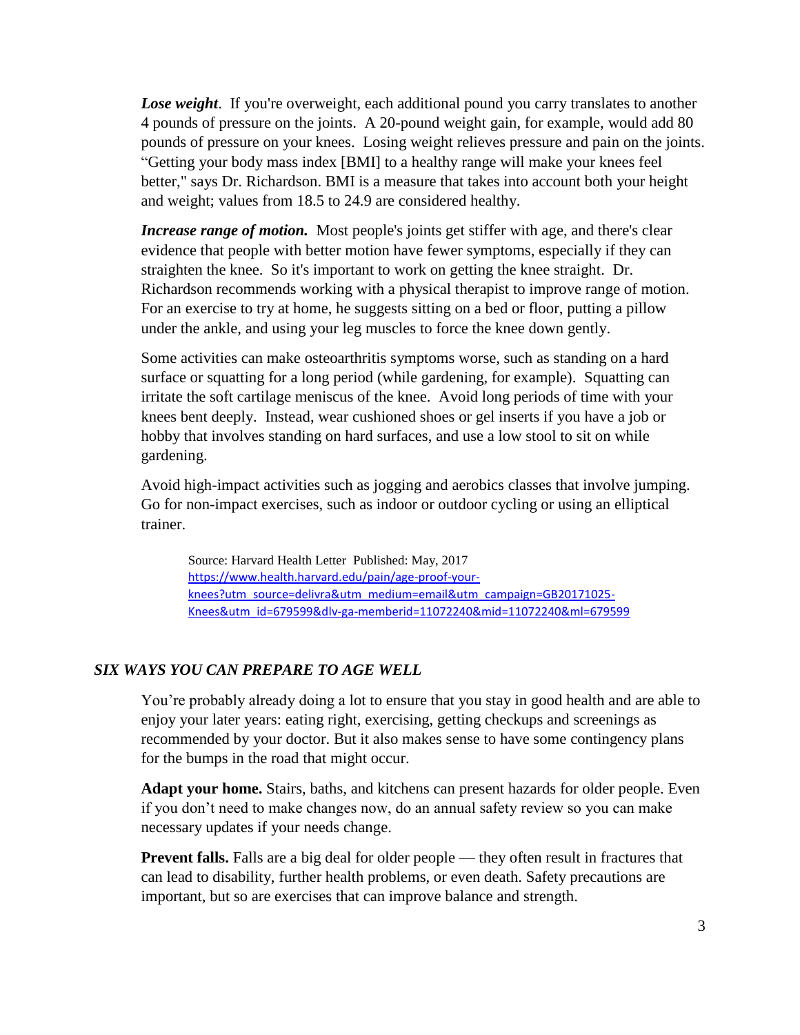***Lose weight***. If you're overweight, each additional pound you carry translates to another 4 pounds of pressure on the joints. A 20-pound weight gain, for example, would add 80 pounds of pressure on your knees. Losing weight relieves pressure and pain on the joints. "Getting your body mass index [BMI] to a healthy range will make your knees feel better," says Dr. Richardson. BMI is a measure that takes into account both your height and weight; values from 18.5 to 24.9 are considered healthy.

***Increase range of motion.*** Most people's joints get stiffer with age, and there's clear evidence that people with better motion have fewer symptoms, especially if they can straighten the knee. So it's important to work on getting the knee straight. Dr. Richardson recommends working with a physical therapist to improve range of motion. For an exercise to try at home, he suggests sitting on a bed or floor, putting a pillow under the ankle, and using your leg muscles to force the knee down gently.

Some activities can make osteoarthritis symptoms worse, such as standing on a hard surface or squatting for a long period (while gardening, for example). Squatting can irritate the soft cartilage meniscus of the knee. Avoid long periods of time with your knees bent deeply. Instead, wear cushioned shoes or gel inserts if you have a job or hobby that involves standing on hard surfaces, and use a low stool to sit on while gardening.

Avoid high-impact activities such as jogging and aerobics classes that involve jumping. Go for non-impact exercises, such as indoor or outdoor cycling or using an elliptical trainer.

Source: Harvard Health Letter Published: May, 2017
[https://www.health.harvard.edu/pain/age-proof-your-knees?utm_source=delivra&utm_medium=email&utm_campaign=GB20171025-Knees&utm_id=679599&dlv-ga-memberid=11072240&mid=11072240&ml=679599](https://www.health.harvard.edu/pain/age-proof-your-knees?utm_source=delivra&utm_medium=email&utm_campaign=GB20171025-Knees&utm_id=679599&dlv-ga-memberid=11072240&mid=11072240&ml=679599)

### *SIX WAYS YOU CAN PREPARE TO AGE WELL*

You're probably already doing a lot to ensure that you stay in good health and are able to enjoy your later years: eating right, exercising, getting checkups and screenings as recommended by your doctor. But it also makes sense to have some contingency plans for the bumps in the road that might occur.

**Adapt your home.** Stairs, baths, and kitchens can present hazards for older people. Even if you don't need to make changes now, do an annual safety review so you can make necessary updates if your needs change.

**Prevent falls.** Falls are a big deal for older people — they often result in fractures that can lead to disability, further health problems, or even death. Safety precautions are important, but so are exercises that can improve balance and strength.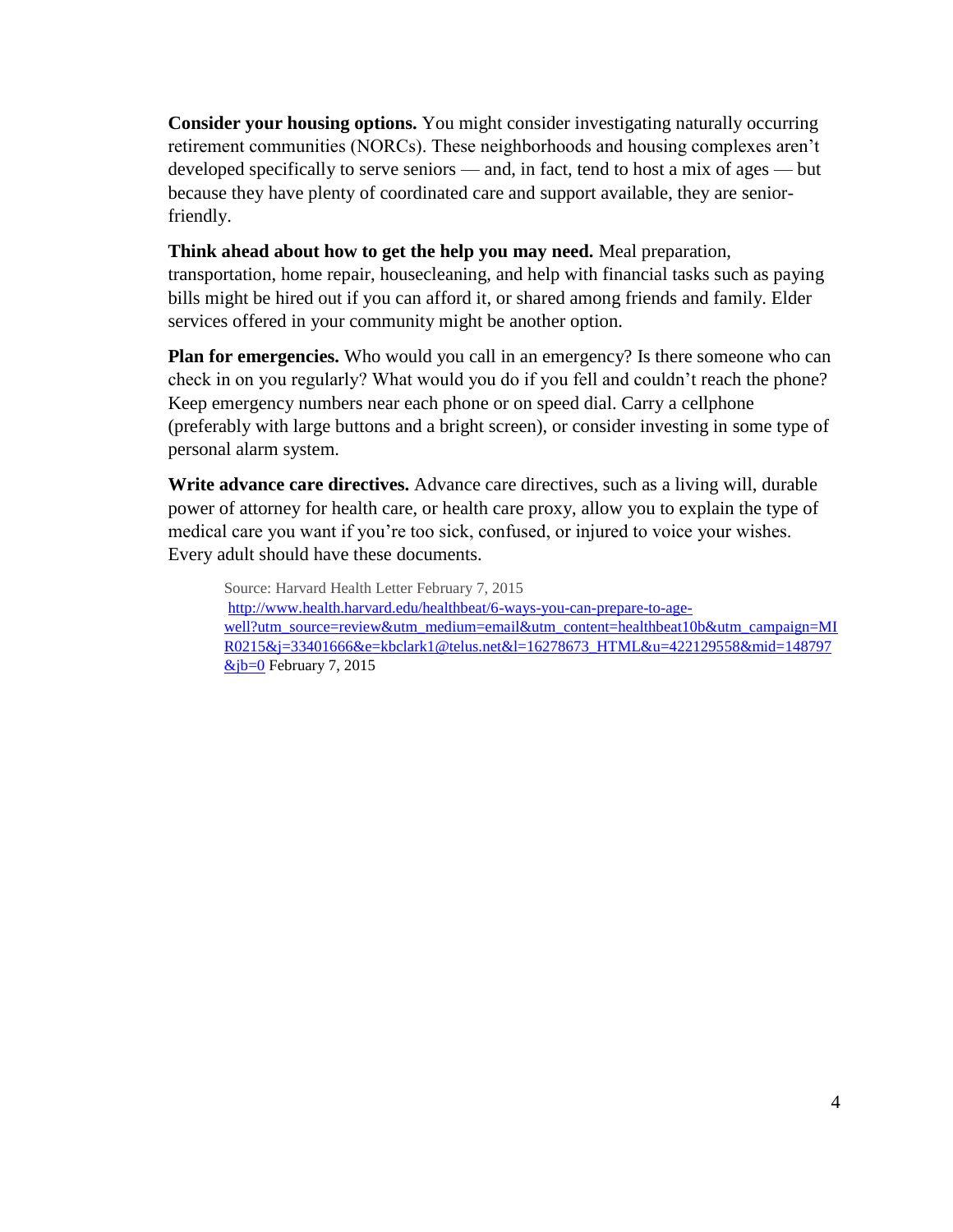**Consider your housing options.** You might consider investigating naturally occurring retirement communities (NORCs). These neighborhoods and housing complexes aren't developed specifically to serve seniors — and, in fact, tend to host a mix of ages — but because they have plenty of coordinated care and support available, they are senior-friendly.

**Think ahead about how to get the help you may need.** Meal preparation, transportation, home repair, housecleaning, and help with financial tasks such as paying bills might be hired out if you can afford it, or shared among friends and family. Elder services offered in your community might be another option.

**Plan for emergencies.** Who would you call in an emergency? Is there someone who can check in on you regularly? What would you do if you fell and couldn't reach the phone? Keep emergency numbers near each phone or on speed dial. Carry a cellphone (preferably with large buttons and a bright screen), or consider investing in some type of personal alarm system.

**Write advance care directives.** Advance care directives, such as a living will, durable power of attorney for health care, or health care proxy, allow you to explain the type of medical care you want if you're too sick, confused, or injured to voice your wishes. Every adult should have these documents.

> Source: Harvard Health Letter February 7, 2015
> http://www.health.harvard.edu/healthbeat/6-ways-you-can-prepare-to-age-well?utm_source=review&utm_medium=email&utm_content=healthbeat10b&utm_campaign=MIR0215&j=33401666&e=kbclark1@telus.net&l=16278673_HTML&u=422129558&mid=148797&jb=0 February 7, 2015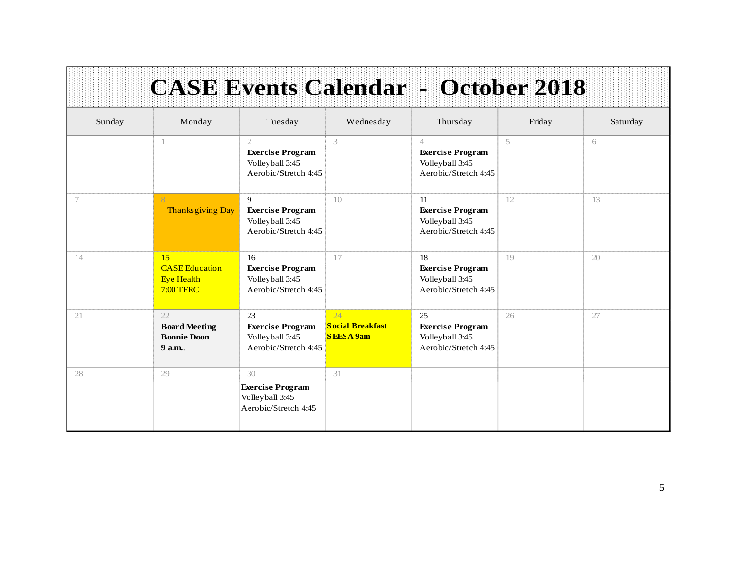# CASE Events Calendar - October 2018

| Sunday | Monday | Tuesday | Wednesday | Thursday | Friday | Saturday |
|---|---|---|---|---|---|---|
| | 1 | 2 **Exercise Program** Volleyball 3:45 Aerobic/Stretch 4:45 | 3 | 4 **Exercise Program** Volleyball 3:45 Aerobic/Stretch 4:45 | 5 | 6 |
| 7 | 8 Thanksgiving Day | 9 **Exercise Program** Volleyball 3:45 Aerobic/Stretch 4:45 | 10 | 11 **Exercise Program** Volleyball 3:45 Aerobic/Stretch 4:45 | 12 | 13 |
| 14 | 15 CASE Education Eye Health 7:00 TFRC | 16 **Exercise Program** Volleyball 3:45 Aerobic/Stretch 4:45 | 17 | 18 **Exercise Program** Volleyball 3:45 Aerobic/Stretch 4:45 | 19 | 20 |
| 21 | 22 **Board Meeting Bonnie Doon 9 a.m.**. | 23 **Exercise Program** Volleyball 3:45 Aerobic/Stretch 4:45 | 24 **Social Breakfast SEESA 9am** | 25 **Exercise Program** Volleyball 3:45 Aerobic/Stretch 4:45 | 26 | 27 |
| 28 | 29 | 30 **Exercise Program** Volleyball 3:45 Aerobic/Stretch 4:45 | 31 | | | |